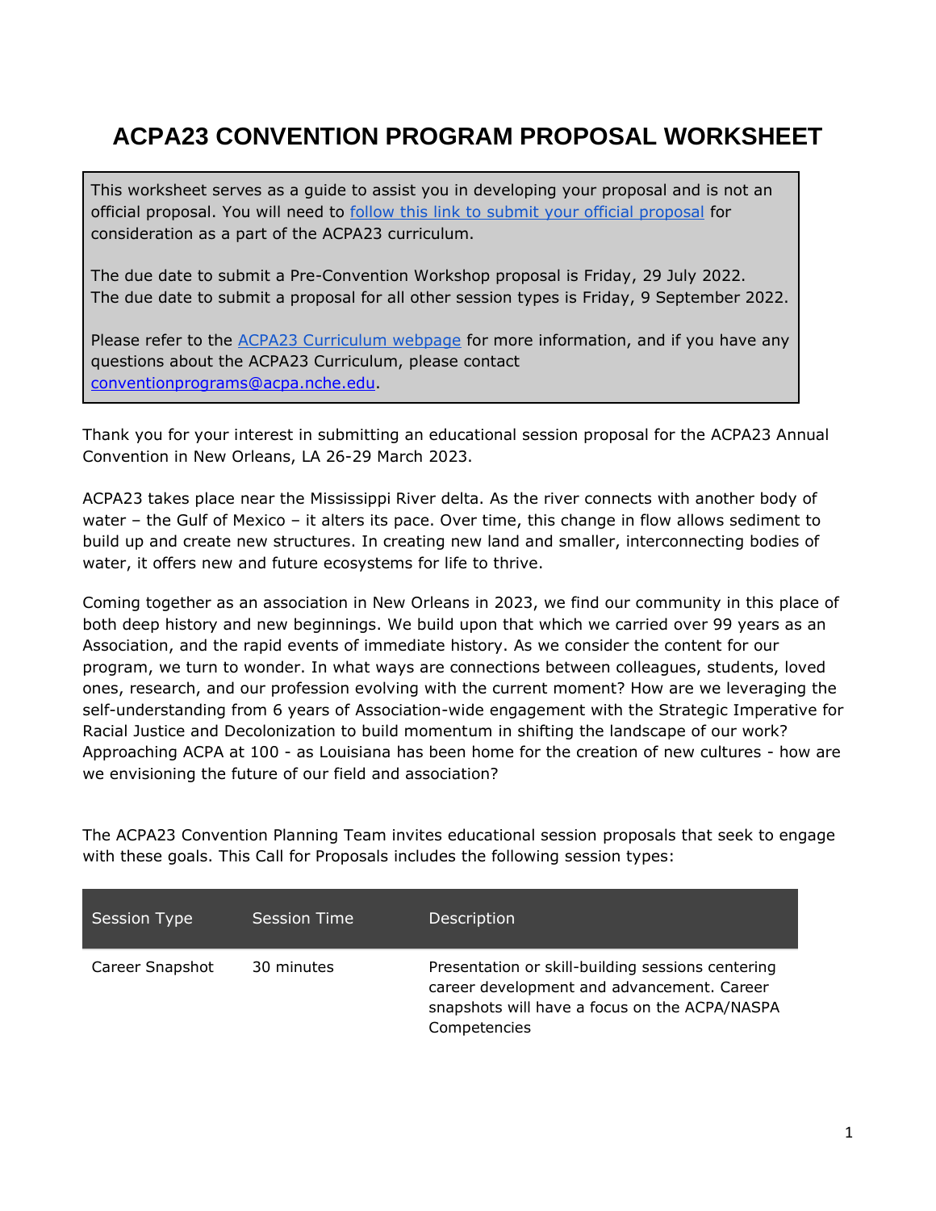# ACPA23 CONVENTION PROGRAM PROPOSAL WORKSHEET

This worksheet serves as a guide to assist you in developing your proposal and is not an official proposal. You will need to follow this link to submit your official proposal for consideration as a part of the ACPA23 curriculum.

The due date to submit a Pre-Convention Workshop proposal is Friday, 29 July 2022.
The due date to submit a proposal for all other session types is Friday, 9 September 2022.

Please refer to the ACPA23 Curriculum webpage for more information, and if you have any questions about the ACPA23 Curriculum, please contact conventionprograms@acpa.nche.edu.

Thank you for your interest in submitting an educational session proposal for the ACPA23 Annual Convention in New Orleans, LA 26-29 March 2023.

ACPA23 takes place near the Mississippi River delta. As the river connects with another body of water – the Gulf of Mexico – it alters its pace. Over time, this change in flow allows sediment to build up and create new structures. In creating new land and smaller, interconnecting bodies of water, it offers new and future ecosystems for life to thrive.

Coming together as an association in New Orleans in 2023, we find our community in this place of both deep history and new beginnings. We build upon that which we carried over 99 years as an Association, and the rapid events of immediate history. As we consider the content for our program, we turn to wonder. In what ways are connections between colleagues, students, loved ones, research, and our profession evolving with the current moment? How are we leveraging the self-understanding from 6 years of Association-wide engagement with the Strategic Imperative for Racial Justice and Decolonization to build momentum in shifting the landscape of our work? Approaching ACPA at 100 - as Louisiana has been home for the creation of new cultures - how are we envisioning the future of our field and association?

The ACPA23 Convention Planning Team invites educational session proposals that seek to engage with these goals. This Call for Proposals includes the following session types:

| Session Type | Session Time | Description |
|---|---|---|
| Career Snapshot | 30 minutes | Presentation or skill-building sessions centering career development and advancement. Career snapshots will have a focus on the ACPA/NASPA Competencies |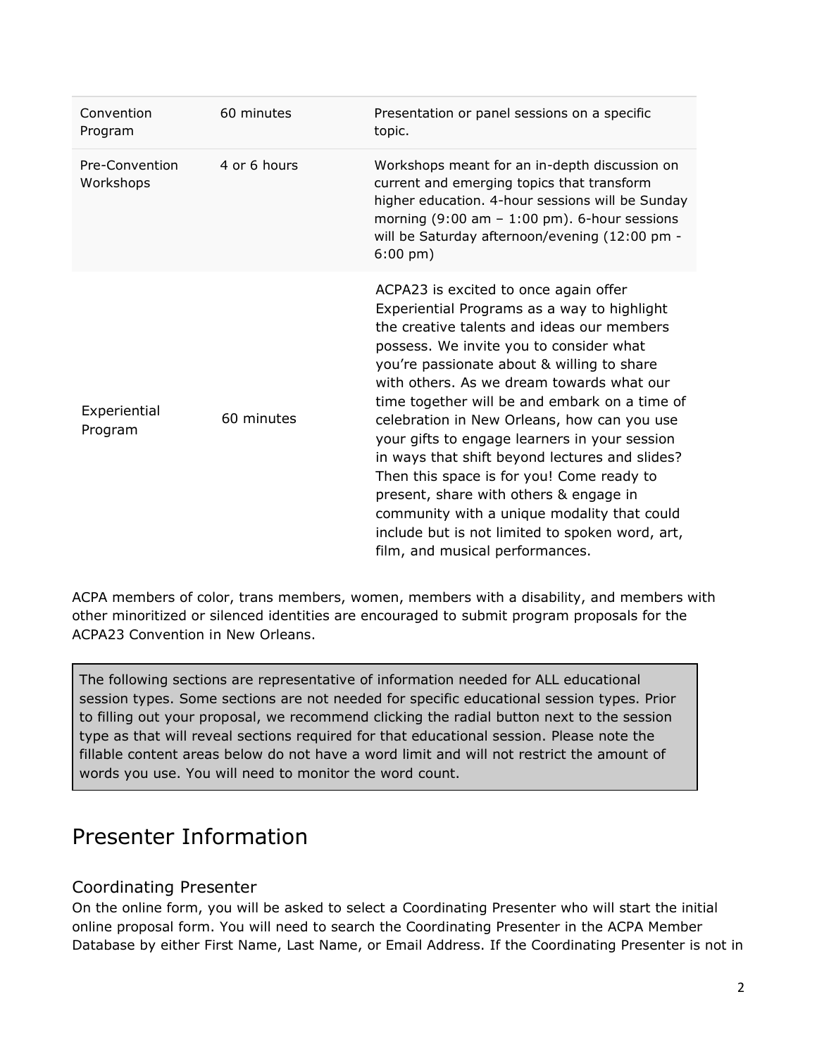| | | |
|---|---|---|
| Convention Program | 60 minutes | Presentation or panel sessions on a specific topic. |
| Pre-Convention Workshops | 4 or 6 hours | Workshops meant for an in-depth discussion on current and emerging topics that transform higher education. 4-hour sessions will be Sunday morning (9:00 am – 1:00 pm). 6-hour sessions will be Saturday afternoon/evening (12:00 pm - 6:00 pm) |
| Experiential Program | 60 minutes | ACPA23 is excited to once again offer Experiential Programs as a way to highlight the creative talents and ideas our members possess. We invite you to consider what you're passionate about & willing to share with others. As we dream towards what our time together will be and embark on a time of celebration in New Orleans, how can you use your gifts to engage learners in your session in ways that shift beyond lectures and slides? Then this space is for you! Come ready to present, share with others & engage in community with a unique modality that could include but is not limited to spoken word, art, film, and musical performances. |

ACPA members of color, trans members, women, members with a disability, and members with other minoritized or silenced identities are encouraged to submit program proposals for the ACPA23 Convention in New Orleans.

> The following sections are representative of information needed for ALL educational session types. Some sections are not needed for specific educational session types. Prior to filling out your proposal, we recommend clicking the radial button next to the session type as that will reveal sections required for that educational session. Please note the fillable content areas below do not have a word limit and will not restrict the amount of words you use. You will need to monitor the word count.

# Presenter Information

## Coordinating Presenter

On the online form, you will be asked to select a Coordinating Presenter who will start the initial online proposal form. You will need to search the Coordinating Presenter in the ACPA Member Database by either First Name, Last Name, or Email Address. If the Coordinating Presenter is not in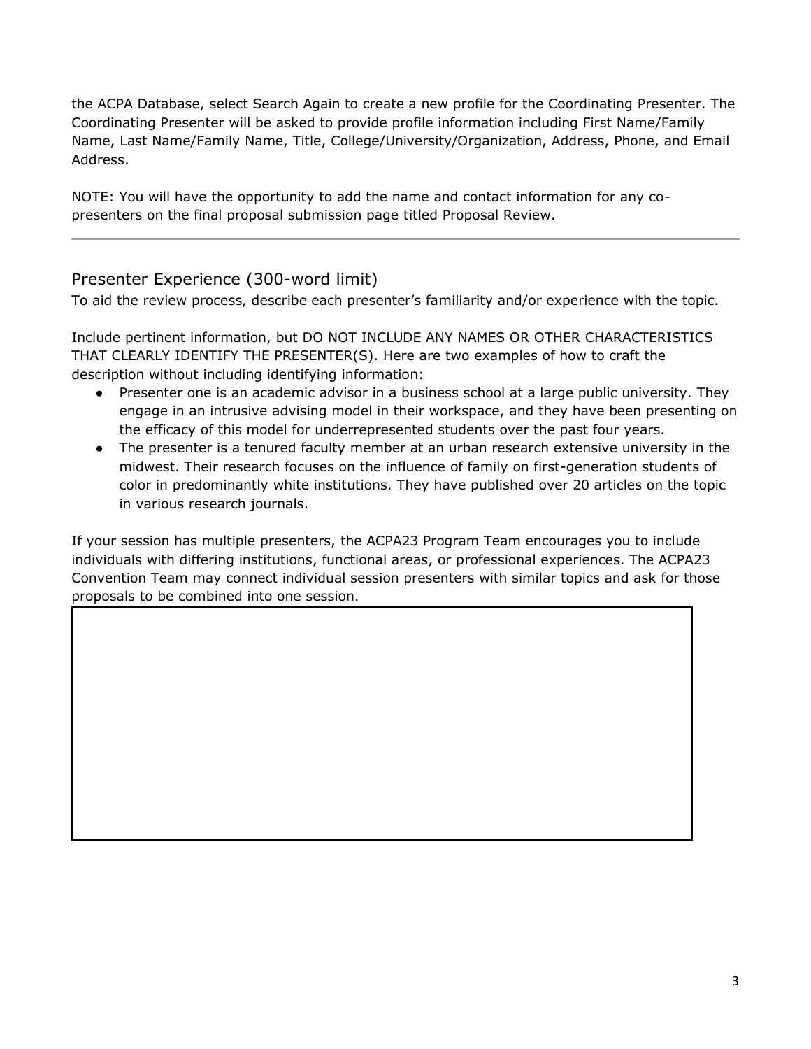the ACPA Database, select Search Again to create a new profile for the Coordinating Presenter. The Coordinating Presenter will be asked to provide profile information including First Name/Family Name, Last Name/Family Name, Title, College/University/Organization, Address, Phone, and Email Address.

NOTE: You will have the opportunity to add the name and contact information for any co-presenters on the final proposal submission page titled Proposal Review.

---

## Presenter Experience (300-word limit)

To aid the review process, describe each presenter's familiarity and/or experience with the topic.

Include pertinent information, but DO NOT INCLUDE ANY NAMES OR OTHER CHARACTERISTICS THAT CLEARLY IDENTIFY THE PRESENTER(S). Here are two examples of how to craft the description without including identifying information:

- Presenter one is an academic advisor in a business school at a large public university. They engage in an intrusive advising model in their workspace, and they have been presenting on the efficacy of this model for underrepresented students over the past four years.
- The presenter is a tenured faculty member at an urban research extensive university in the midwest. Their research focuses on the influence of family on first-generation students of color in predominantly white institutions. They have published over 20 articles on the topic in various research journals.

If your session has multiple presenters, the ACPA23 Program Team encourages you to include individuals with differing institutions, functional areas, or professional experiences. The ACPA23 Convention Team may connect individual session presenters with similar topics and ask for those proposals to be combined into one session.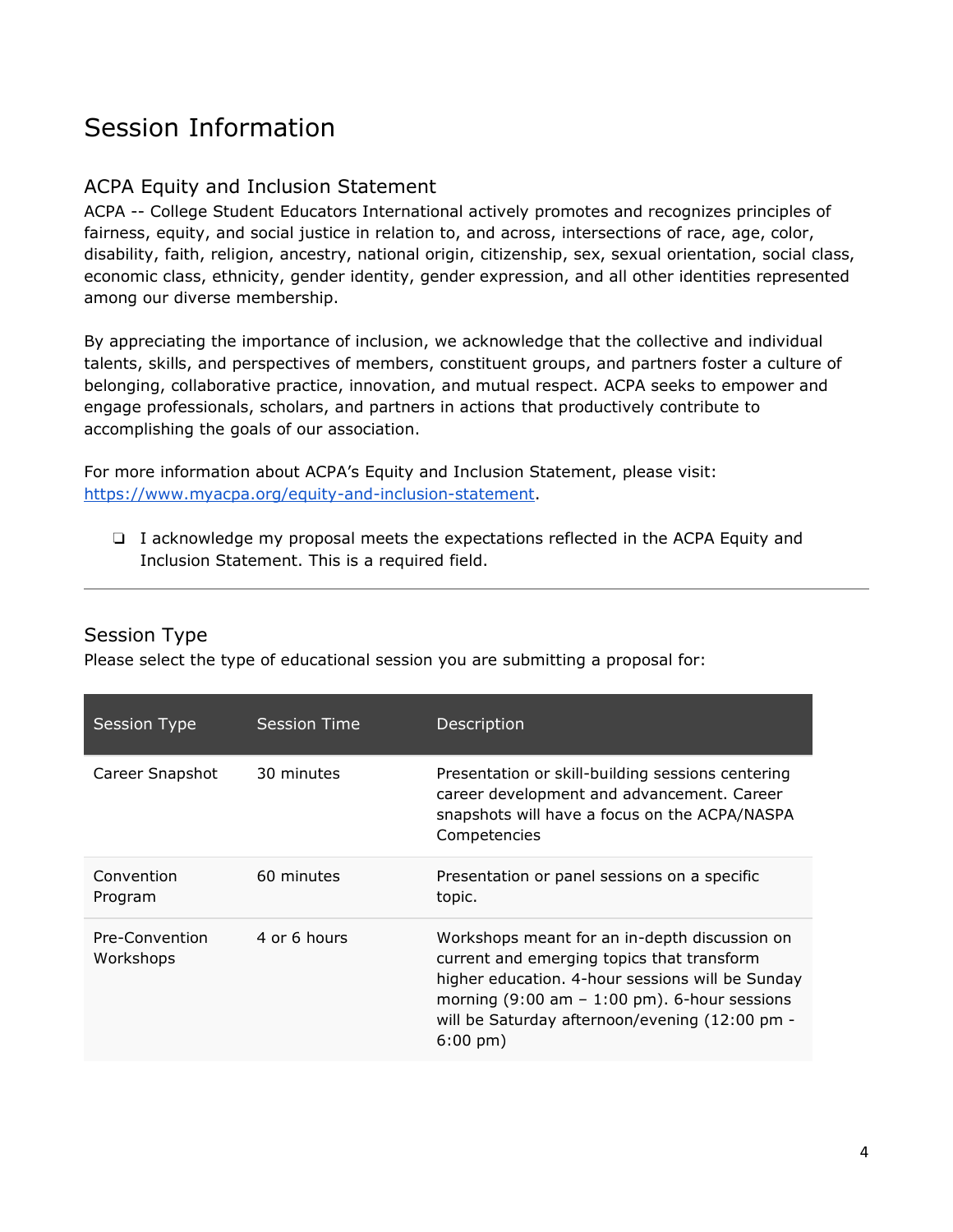# Session Information

## ACPA Equity and Inclusion Statement

ACPA -- College Student Educators International actively promotes and recognizes principles of fairness, equity, and social justice in relation to, and across, intersections of race, age, color, disability, faith, religion, ancestry, national origin, citizenship, sex, sexual orientation, social class, economic class, ethnicity, gender identity, gender expression, and all other identities represented among our diverse membership.

By appreciating the importance of inclusion, we acknowledge that the collective and individual talents, skills, and perspectives of members, constituent groups, and partners foster a culture of belonging, collaborative practice, innovation, and mutual respect. ACPA seeks to empower and engage professionals, scholars, and partners in actions that productively contribute to accomplishing the goals of our association.

For more information about ACPA's Equity and Inclusion Statement, please visit: [https://www.myacpa.org/equity-and-inclusion-statement](https://www.myacpa.org/equity-and-inclusion-statement).

- [ ] I acknowledge my proposal meets the expectations reflected in the ACPA Equity and Inclusion Statement. This is a required field.

---

## Session Type

Please select the type of educational session you are submitting a proposal for:

| Session Type | Session Time | Description |
|---|---|---|
| Career Snapshot | 30 minutes | Presentation or skill-building sessions centering career development and advancement. Career snapshots will have a focus on the ACPA/NASPA Competencies |
| Convention Program | 60 minutes | Presentation or panel sessions on a specific topic. |
| Pre-Convention Workshops | 4 or 6 hours | Workshops meant for an in-depth discussion on current and emerging topics that transform higher education. 4-hour sessions will be Sunday morning (9:00 am – 1:00 pm). 6-hour sessions will be Saturday afternoon/evening (12:00 pm - 6:00 pm) |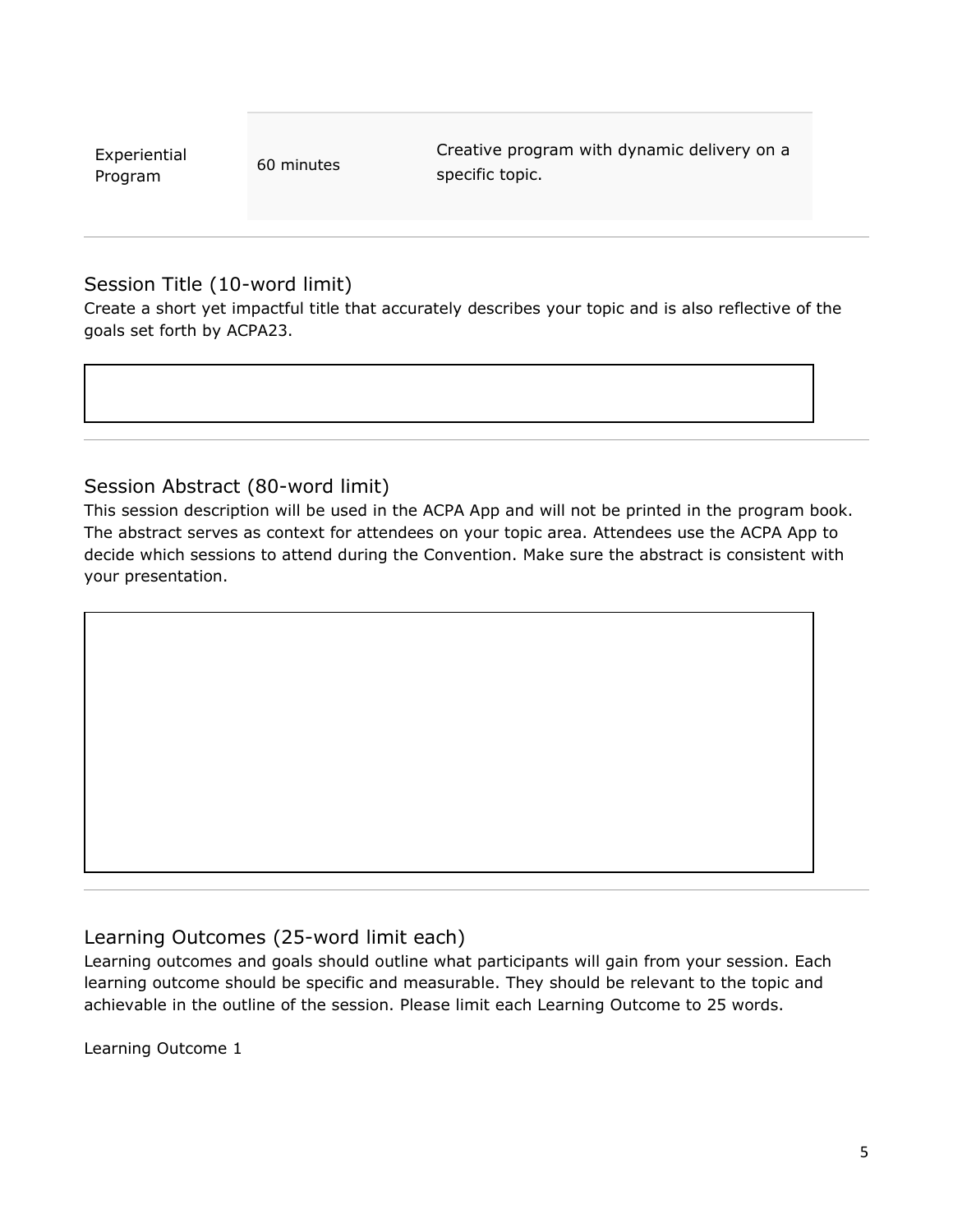| | | |
|---|---|---|
| Experiential Program | 60 minutes | Creative program with dynamic delivery on a specific topic. |

## Session Title (10-word limit)

Create a short yet impactful title that accurately describes your topic and is also reflective of the goals set forth by ACPA23.

## Session Abstract (80-word limit)

This session description will be used in the ACPA App and will not be printed in the program book. The abstract serves as context for attendees on your topic area. Attendees use the ACPA App to decide which sessions to attend during the Convention. Make sure the abstract is consistent with your presentation.

## Learning Outcomes (25-word limit each)

Learning outcomes and goals should outline what participants will gain from your session. Each learning outcome should be specific and measurable. They should be relevant to the topic and achievable in the outline of the session. Please limit each Learning Outcome to 25 words.

Learning Outcome 1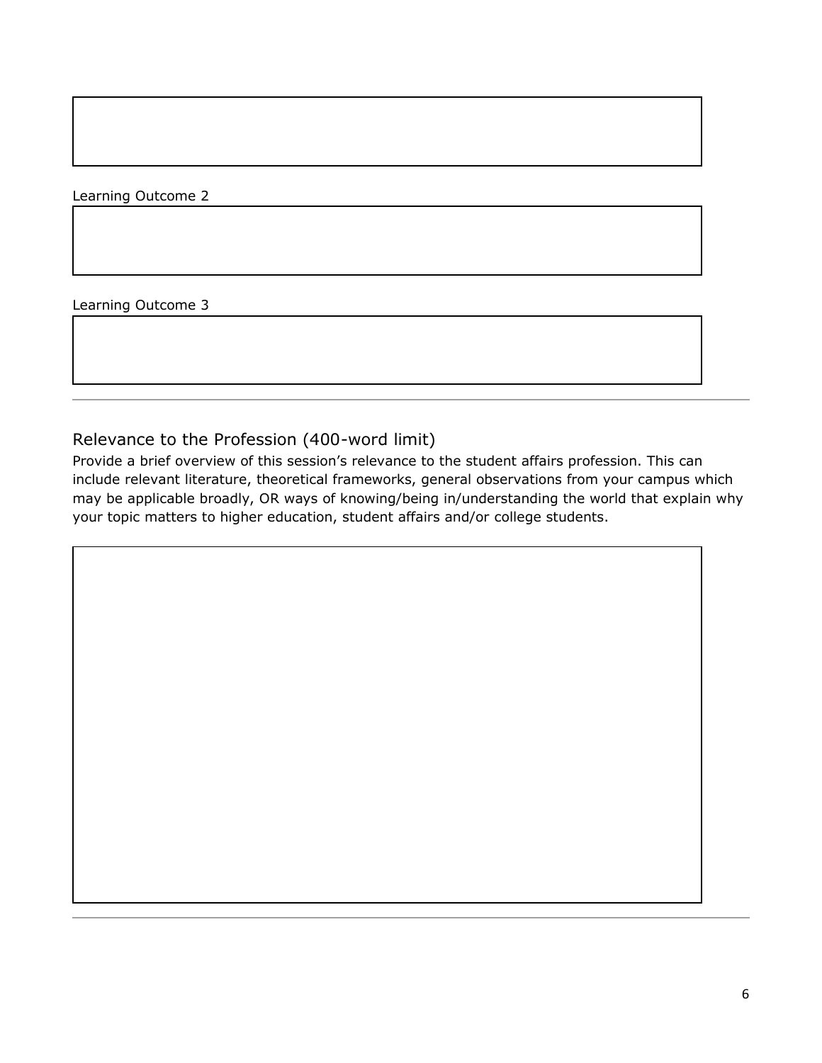Learning Outcome 2

Learning Outcome 3

---

## Relevance to the Profession (400-word limit)

Provide a brief overview of this session's relevance to the student affairs profession. This can include relevant literature, theoretical frameworks, general observations from your campus which may be applicable broadly, OR ways of knowing/being in/understanding the world that explain why your topic matters to higher education, student affairs and/or college students.

---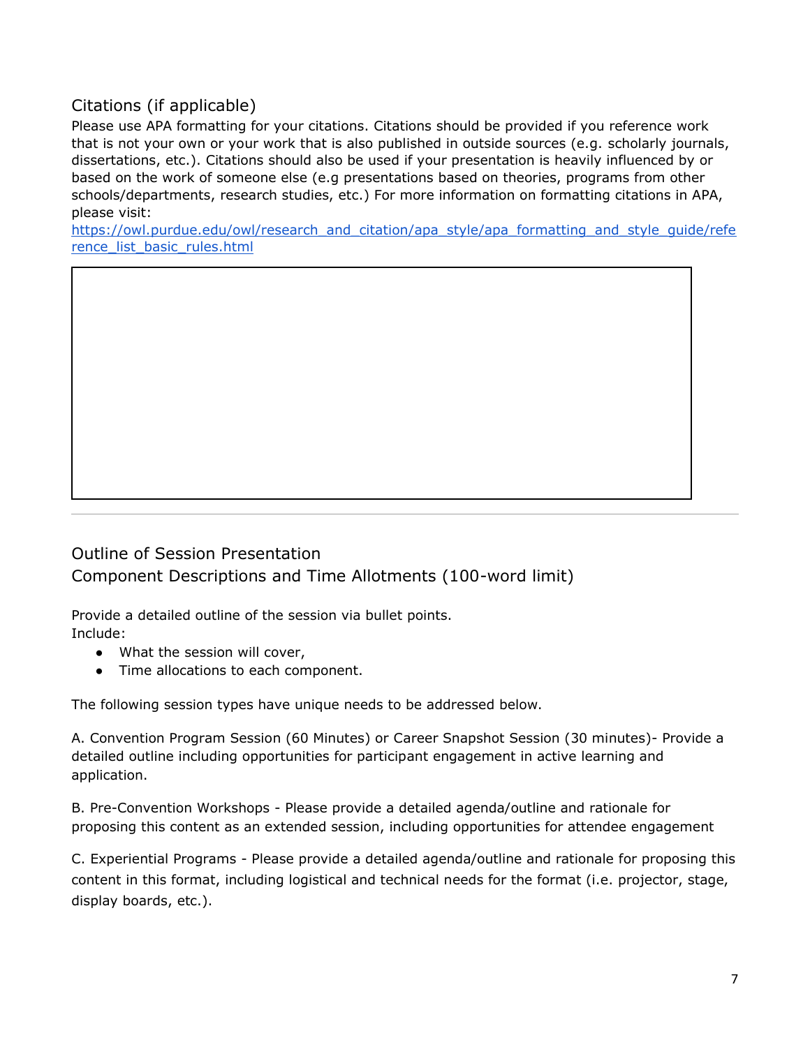## Citations (if applicable)

Please use APA formatting for your citations. Citations should be provided if you reference work that is not your own or your work that is also published in outside sources (e.g. scholarly journals, dissertations, etc.). Citations should also be used if your presentation is heavily influenced by or based on the work of someone else (e.g presentations based on theories, programs from other schools/departments, research studies, etc.) For more information on formatting citations in APA, please visit:
https://owl.purdue.edu/owl/research_and_citation/apa_style/apa_formatting_and_style_guide/reference_list_basic_rules.html

---

## Outline of Session Presentation

## Component Descriptions and Time Allotments (100-word limit)

Provide a detailed outline of the session via bullet points.
Include:

- What the session will cover,
- Time allocations to each component.

The following session types have unique needs to be addressed below.

A. Convention Program Session (60 Minutes) or Career Snapshot Session (30 minutes)- Provide a detailed outline including opportunities for participant engagement in active learning and application.

B. Pre-Convention Workshops - Please provide a detailed agenda/outline and rationale for proposing this content as an extended session, including opportunities for attendee engagement

C. Experiential Programs - Please provide a detailed agenda/outline and rationale for proposing this content in this format, including logistical and technical needs for the format (i.e. projector, stage, display boards, etc.).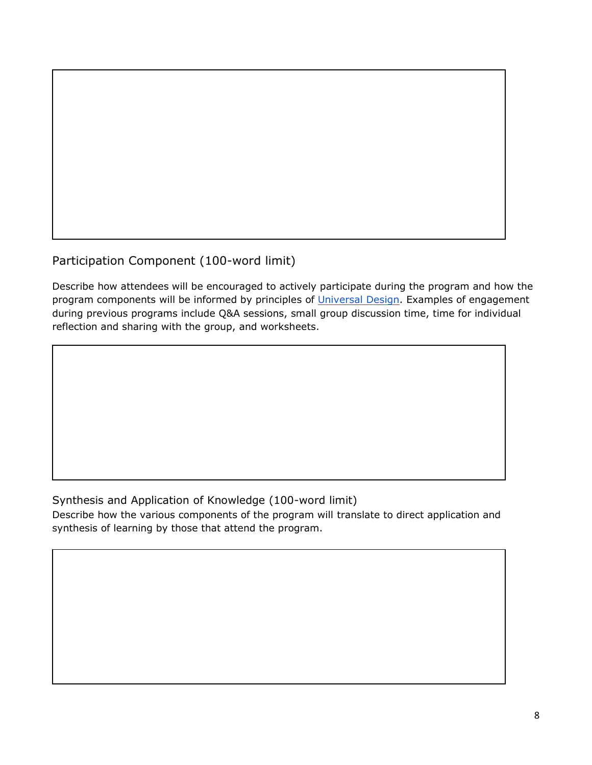## Participation Component (100-word limit)

Describe how attendees will be encouraged to actively participate during the program and how the program components will be informed by principles of [Universal Design](). Examples of engagement during previous programs include Q&A sessions, small group discussion time, time for individual reflection and sharing with the group, and worksheets.

## Synthesis and Application of Knowledge (100-word limit)

Describe how the various components of the program will translate to direct application and synthesis of learning by those that attend the program.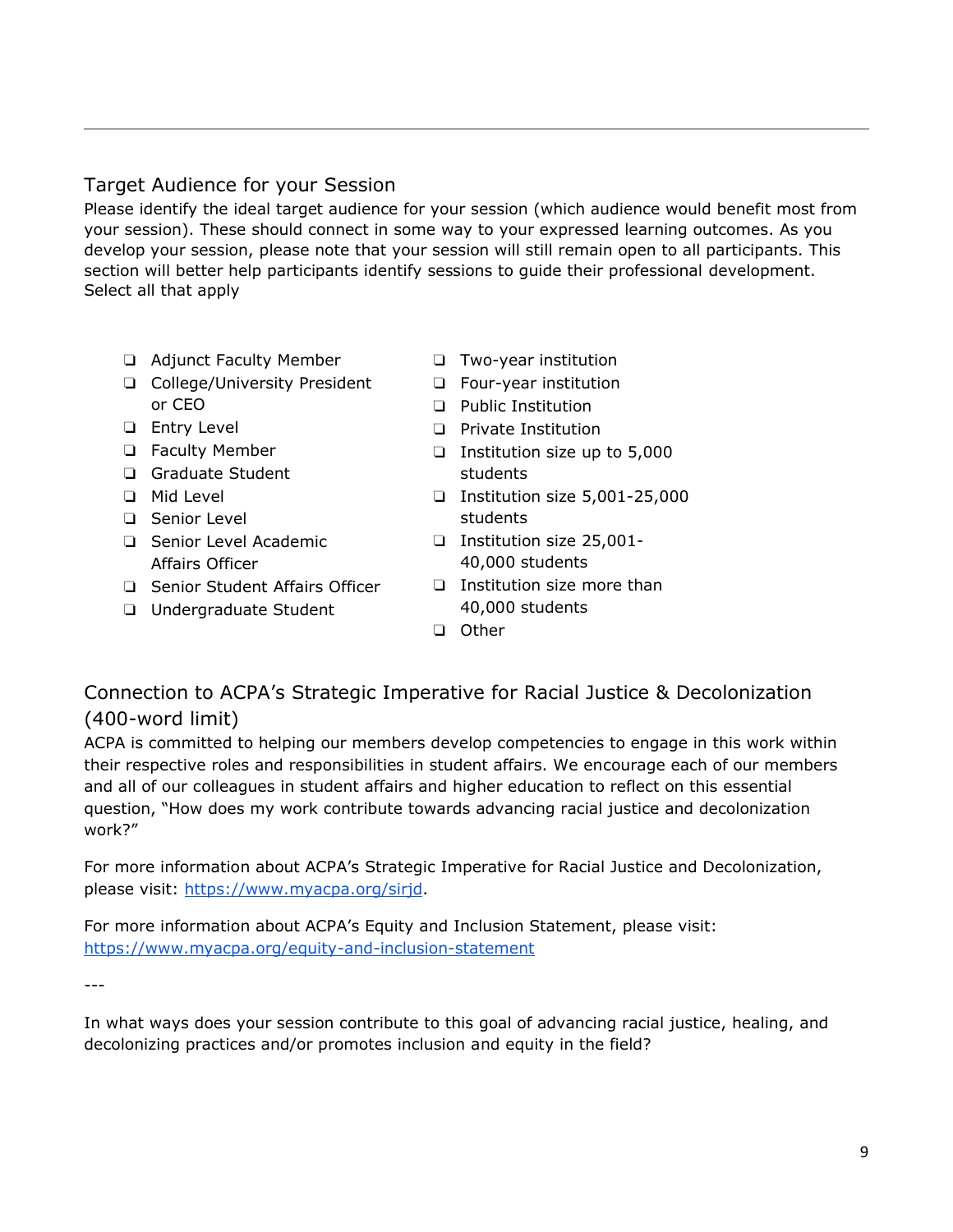## Target Audience for your Session

Please identify the ideal target audience for your session (which audience would benefit most from your session). These should connect in some way to your expressed learning outcomes. As you develop your session, please note that your session will still remain open to all participants. This section will better help participants identify sessions to guide their professional development. Select all that apply

- ❑ Adjunct Faculty Member
- ❑ College/University President or CEO
- ❑ Entry Level
- ❑ Faculty Member
- ❑ Graduate Student
- ❑ Mid Level
- ❑ Senior Level
- ❑ Senior Level Academic Affairs Officer
- ❑ Senior Student Affairs Officer
- ❑ Undergraduate Student
- ❑ Two-year institution
- ❑ Four-year institution
- ❑ Public Institution
- ❑ Private Institution
- ❑ Institution size up to 5,000 students
- ❑ Institution size 5,001-25,000 students
- ❑ Institution size 25,001-40,000 students
- ❑ Institution size more than 40,000 students
- ❑ Other

## Connection to ACPA's Strategic Imperative for Racial Justice & Decolonization (400-word limit)

ACPA is committed to helping our members develop competencies to engage in this work within their respective roles and responsibilities in student affairs. We encourage each of our members and all of our colleagues in student affairs and higher education to reflect on this essential question, "How does my work contribute towards advancing racial justice and decolonization work?"

For more information about ACPA's Strategic Imperative for Racial Justice and Decolonization, please visit: [https://www.myacpa.org/sirjd](https://www.myacpa.org/sirjd).

For more information about ACPA's Equity and Inclusion Statement, please visit: [https://www.myacpa.org/equity-and-inclusion-statement](https://www.myacpa.org/equity-and-inclusion-statement)

---

In what ways does your session contribute to this goal of advancing racial justice, healing, and decolonizing practices and/or promotes inclusion and equity in the field?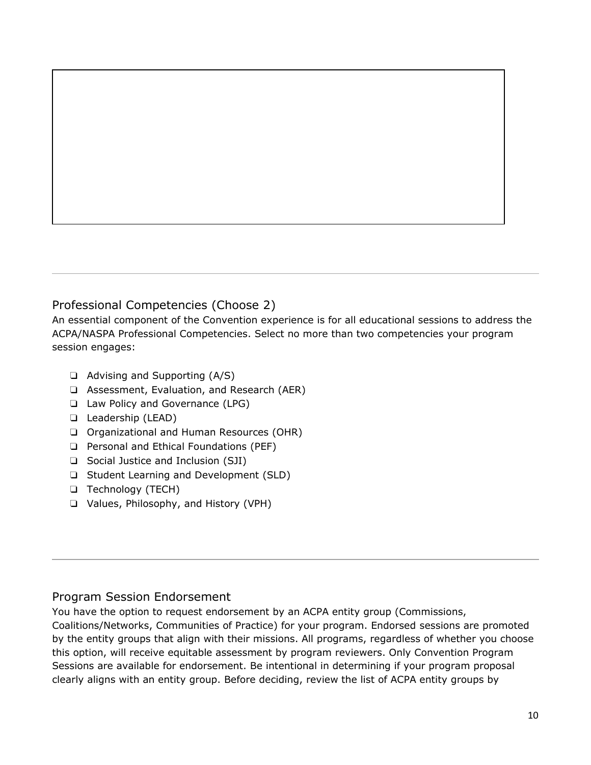## Professional Competencies (Choose 2)

An essential component of the Convention experience is for all educational sessions to address the ACPA/NASPA Professional Competencies. Select no more than two competencies your program session engages:

- ❑ Advising and Supporting (A/S)
- ❑ Assessment, Evaluation, and Research (AER)
- ❑ Law Policy and Governance (LPG)
- ❑ Leadership (LEAD)
- ❑ Organizational and Human Resources (OHR)
- ❑ Personal and Ethical Foundations (PEF)
- ❑ Social Justice and Inclusion (SJI)
- ❑ Student Learning and Development (SLD)
- ❑ Technology (TECH)
- ❑ Values, Philosophy, and History (VPH)

---

## Program Session Endorsement

You have the option to request endorsement by an ACPA entity group (Commissions, Coalitions/Networks, Communities of Practice) for your program. Endorsed sessions are promoted by the entity groups that align with their missions. All programs, regardless of whether you choose this option, will receive equitable assessment by program reviewers. Only Convention Program Sessions are available for endorsement. Be intentional in determining if your program proposal clearly aligns with an entity group. Before deciding, review the list of ACPA entity groups by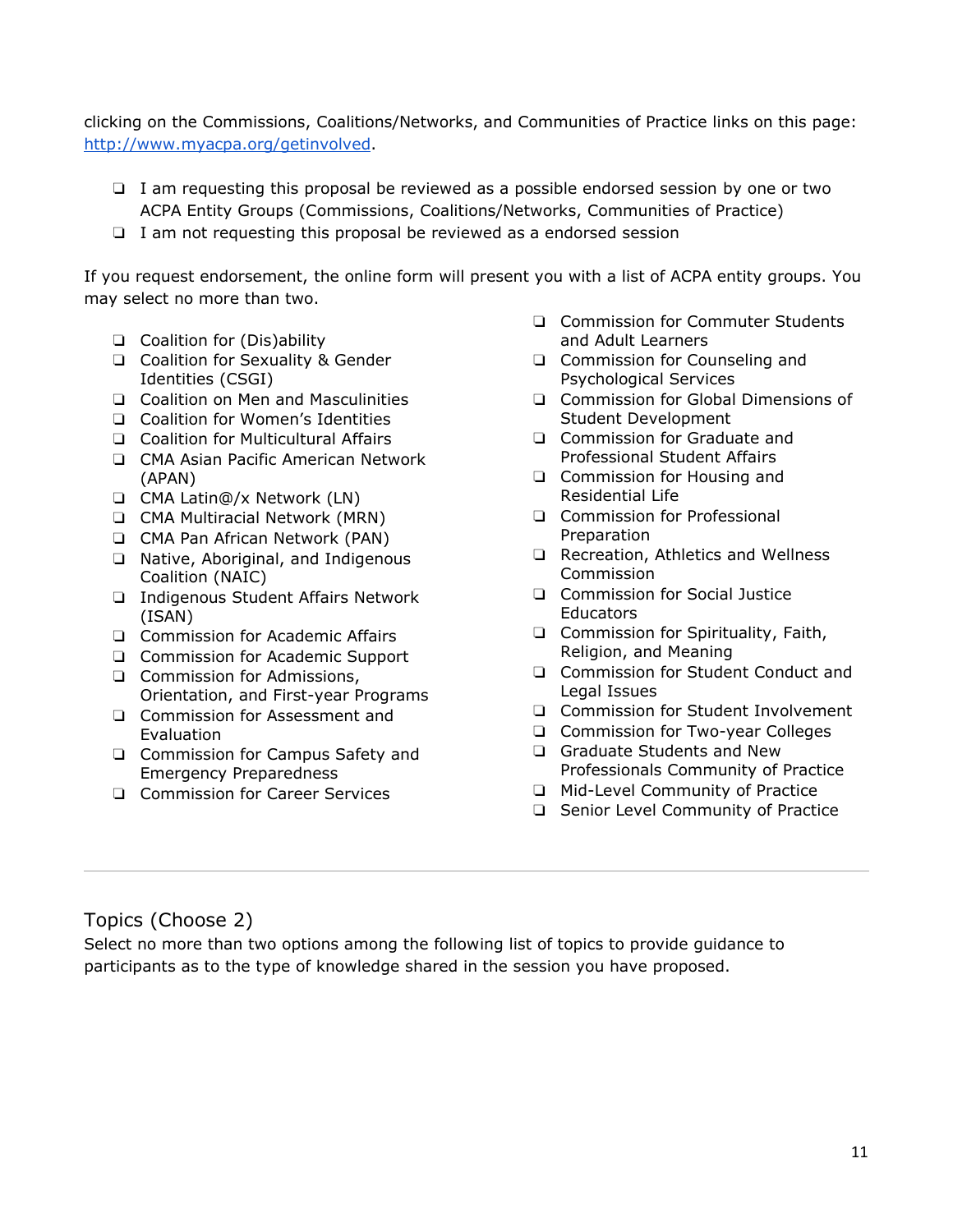clicking on the Commissions, Coalitions/Networks, and Communities of Practice links on this page: [http://www.myacpa.org/getinvolved](http://www.myacpa.org/getinvolved).

- ❑ I am requesting this proposal be reviewed as a possible endorsed session by one or two ACPA Entity Groups (Commissions, Coalitions/Networks, Communities of Practice)
- ❑ I am not requesting this proposal be reviewed as a endorsed session

If you request endorsement, the online form will present you with a list of ACPA entity groups. You may select no more than two.

- ❑ Coalition for (Dis)ability
- ❑ Coalition for Sexuality & Gender Identities (CSGI)
- ❑ Coalition on Men and Masculinities
- ❑ Coalition for Women's Identities
- ❑ Coalition for Multicultural Affairs
- ❑ CMA Asian Pacific American Network (APAN)
- ❑ CMA Latin@/x Network (LN)
- ❑ CMA Multiracial Network (MRN)
- ❑ CMA Pan African Network (PAN)
- ❑ Native, Aboriginal, and Indigenous Coalition (NAIC)
- ❑ Indigenous Student Affairs Network (ISAN)
- ❑ Commission for Academic Affairs
- ❑ Commission for Academic Support
- ❑ Commission for Admissions, Orientation, and First-year Programs
- ❑ Commission for Assessment and Evaluation
- ❑ Commission for Campus Safety and Emergency Preparedness
- ❑ Commission for Career Services
- ❑ Commission for Commuter Students and Adult Learners
- ❑ Commission for Counseling and Psychological Services
- ❑ Commission for Global Dimensions of Student Development
- ❑ Commission for Graduate and Professional Student Affairs
- ❑ Commission for Housing and Residential Life
- ❑ Commission for Professional Preparation
- ❑ Recreation, Athletics and Wellness Commission
- ❑ Commission for Social Justice Educators
- ❑ Commission for Spirituality, Faith, Religion, and Meaning
- ❑ Commission for Student Conduct and Legal Issues
- ❑ Commission for Student Involvement
- ❑ Commission for Two-year Colleges
- ❑ Graduate Students and New Professionals Community of Practice
- ❑ Mid-Level Community of Practice
- ❑ Senior Level Community of Practice

---

## Topics (Choose 2)

Select no more than two options among the following list of topics to provide guidance to participants as to the type of knowledge shared in the session you have proposed.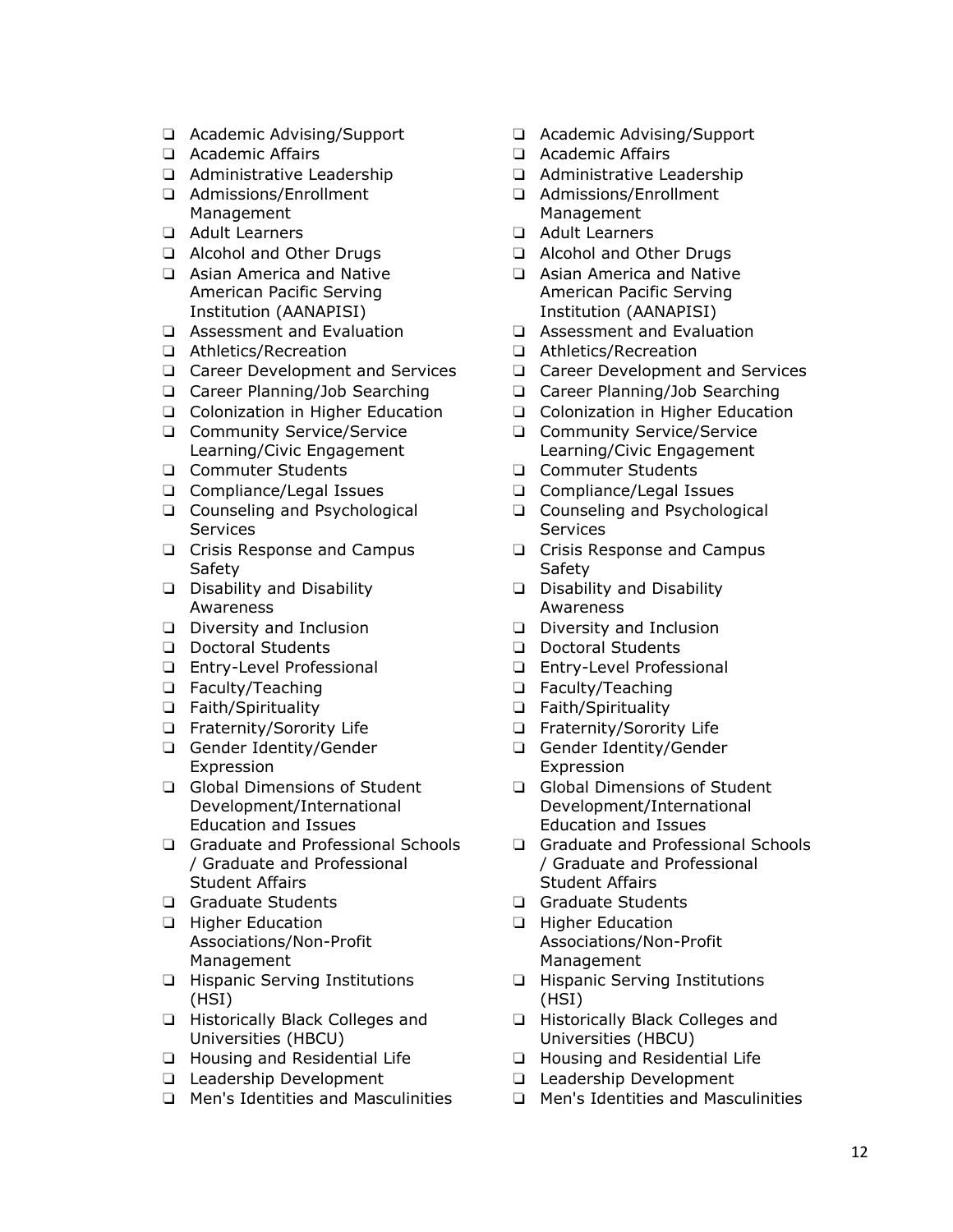- ❑ Academic Advising/Support
- ❑ Academic Affairs
- ❑ Administrative Leadership
- ❑ Admissions/Enrollment Management
- ❑ Adult Learners
- ❑ Alcohol and Other Drugs
- ❑ Asian America and Native American Pacific Serving Institution (AANAPISI)
- ❑ Assessment and Evaluation
- ❑ Athletics/Recreation
- ❑ Career Development and Services
- ❑ Career Planning/Job Searching
- ❑ Colonization in Higher Education
- ❑ Community Service/Service Learning/Civic Engagement
- ❑ Commuter Students
- ❑ Compliance/Legal Issues
- ❑ Counseling and Psychological Services
- ❑ Crisis Response and Campus Safety
- ❑ Disability and Disability Awareness
- ❑ Diversity and Inclusion
- ❑ Doctoral Students
- ❑ Entry-Level Professional
- ❑ Faculty/Teaching
- ❑ Faith/Spirituality
- ❑ Fraternity/Sorority Life
- ❑ Gender Identity/Gender Expression
- ❑ Global Dimensions of Student Development/International Education and Issues
- ❑ Graduate and Professional Schools / Graduate and Professional Student Affairs
- ❑ Graduate Students
- ❑ Higher Education Associations/Non-Profit Management
- ❑ Hispanic Serving Institutions (HSI)
- ❑ Historically Black Colleges and Universities (HBCU)
- ❑ Housing and Residential Life
- ❑ Leadership Development
- ❑ Men's Identities and Masculinities

- ❑ Academic Advising/Support
- ❑ Academic Affairs
- ❑ Administrative Leadership
- ❑ Admissions/Enrollment Management
- ❑ Adult Learners
- ❑ Alcohol and Other Drugs
- ❑ Asian America and Native American Pacific Serving Institution (AANAPISI)
- ❑ Assessment and Evaluation
- ❑ Athletics/Recreation
- ❑ Career Development and Services
- ❑ Career Planning/Job Searching
- ❑ Colonization in Higher Education
- ❑ Community Service/Service Learning/Civic Engagement
- ❑ Commuter Students
- ❑ Compliance/Legal Issues
- ❑ Counseling and Psychological Services
- ❑ Crisis Response and Campus Safety
- ❑ Disability and Disability Awareness
- ❑ Diversity and Inclusion
- ❑ Doctoral Students
- ❑ Entry-Level Professional
- ❑ Faculty/Teaching
- ❑ Faith/Spirituality
- ❑ Fraternity/Sorority Life
- ❑ Gender Identity/Gender Expression
- ❑ Global Dimensions of Student Development/International Education and Issues
- ❑ Graduate and Professional Schools / Graduate and Professional Student Affairs
- ❑ Graduate Students
- ❑ Higher Education Associations/Non-Profit Management
- ❑ Hispanic Serving Institutions (HSI)
- ❑ Historically Black Colleges and Universities (HBCU)
- ❑ Housing and Residential Life
- ❑ Leadership Development
- ❑ Men's Identities and Masculinities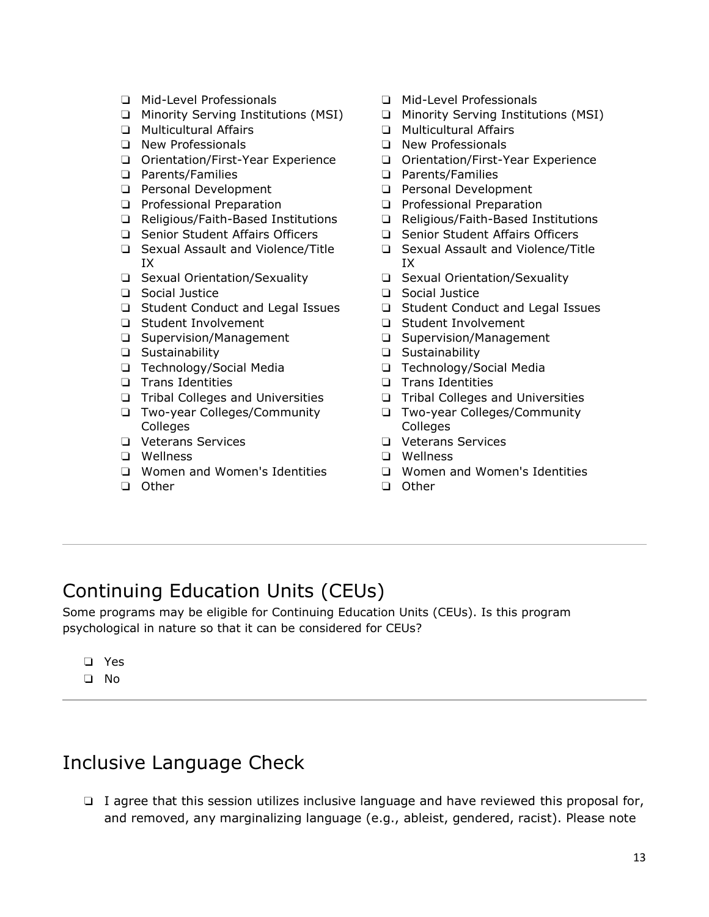- ❑ Mid-Level Professionals
- ❑ Minority Serving Institutions (MSI)
- ❑ Multicultural Affairs
- ❑ New Professionals
- ❑ Orientation/First-Year Experience
- ❑ Parents/Families
- ❑ Personal Development
- ❑ Professional Preparation
- ❑ Religious/Faith-Based Institutions
- ❑ Senior Student Affairs Officers
- ❑ Sexual Assault and Violence/Title IX
- ❑ Sexual Orientation/Sexuality
- ❑ Social Justice
- ❑ Student Conduct and Legal Issues
- ❑ Student Involvement
- ❑ Supervision/Management
- ❑ Sustainability
- ❑ Technology/Social Media
- ❑ Trans Identities
- ❑ Tribal Colleges and Universities
- ❑ Two-year Colleges/Community Colleges
- ❑ Veterans Services
- ❑ Wellness
- ❑ Women and Women's Identities
- ❑ Other

- ❑ Mid-Level Professionals
- ❑ Minority Serving Institutions (MSI)
- ❑ Multicultural Affairs
- ❑ New Professionals
- ❑ Orientation/First-Year Experience
- ❑ Parents/Families
- ❑ Personal Development
- ❑ Professional Preparation
- ❑ Religious/Faith-Based Institutions
- ❑ Senior Student Affairs Officers
- ❑ Sexual Assault and Violence/Title IX
- ❑ Sexual Orientation/Sexuality
- ❑ Social Justice
- ❑ Student Conduct and Legal Issues
- ❑ Student Involvement
- ❑ Supervision/Management
- ❑ Sustainability
- ❑ Technology/Social Media
- ❑ Trans Identities
- ❑ Tribal Colleges and Universities
- ❑ Two-year Colleges/Community Colleges
- ❑ Veterans Services
- ❑ Wellness
- ❑ Women and Women's Identities
- ❑ Other

---

## Continuing Education Units (CEUs)

Some programs may be eligible for Continuing Education Units (CEUs). Is this program psychological in nature so that it can be considered for CEUs?

- ❑ Yes
- ❑ No

---

## Inclusive Language Check

- ❑ I agree that this session utilizes inclusive language and have reviewed this proposal for, and removed, any marginalizing language (e.g., ableist, gendered, racist). Please note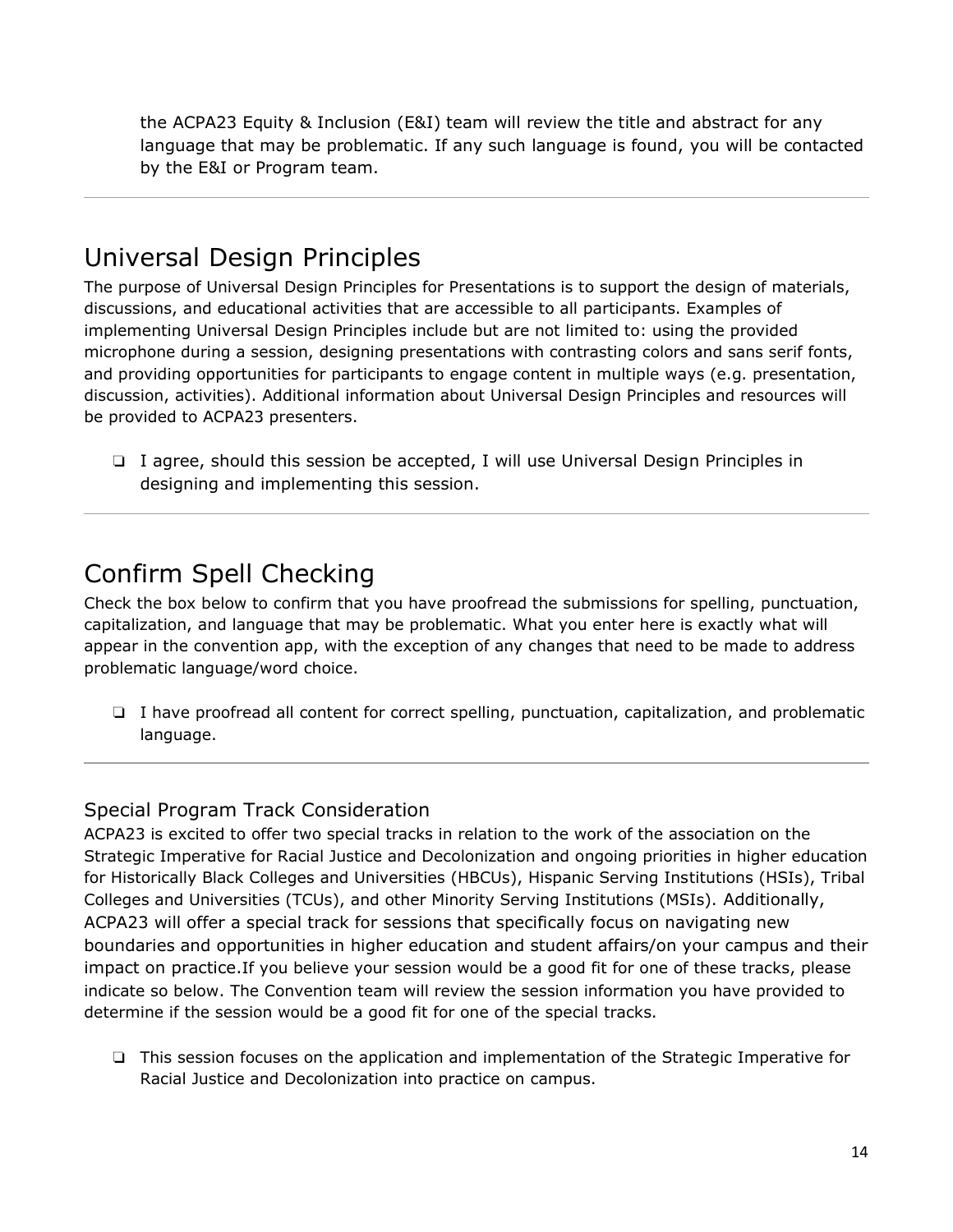the ACPA23 Equity & Inclusion (E&I) team will review the title and abstract for any language that may be problematic. If any such language is found, you will be contacted by the E&I or Program team.

---

## Universal Design Principles

The purpose of Universal Design Principles for Presentations is to support the design of materials, discussions, and educational activities that are accessible to all participants. Examples of implementing Universal Design Principles include but are not limited to: using the provided microphone during a session, designing presentations with contrasting colors and sans serif fonts, and providing opportunities for participants to engage content in multiple ways (e.g. presentation, discussion, activities). Additional information about Universal Design Principles and resources will be provided to ACPA23 presenters.

- ❑ I agree, should this session be accepted, I will use Universal Design Principles in designing and implementing this session.

---

## Confirm Spell Checking

Check the box below to confirm that you have proofread the submissions for spelling, punctuation, capitalization, and language that may be problematic. What you enter here is exactly what will appear in the convention app, with the exception of any changes that need to be made to address problematic language/word choice.

- ❑ I have proofread all content for correct spelling, punctuation, capitalization, and problematic language.

---

### Special Program Track Consideration

ACPA23 is excited to offer two special tracks in relation to the work of the association on the Strategic Imperative for Racial Justice and Decolonization and ongoing priorities in higher education for Historically Black Colleges and Universities (HBCUs), Hispanic Serving Institutions (HSIs), Tribal Colleges and Universities (TCUs), and other Minority Serving Institutions (MSIs). Additionally, ACPA23 will offer a special track for sessions that specifically focus on navigating new boundaries and opportunities in higher education and student affairs/on your campus and their impact on practice.If you believe your session would be a good fit for one of these tracks, please indicate so below. The Convention team will review the session information you have provided to determine if the session would be a good fit for one of the special tracks.

- ❑ This session focuses on the application and implementation of the Strategic Imperative for Racial Justice and Decolonization into practice on campus.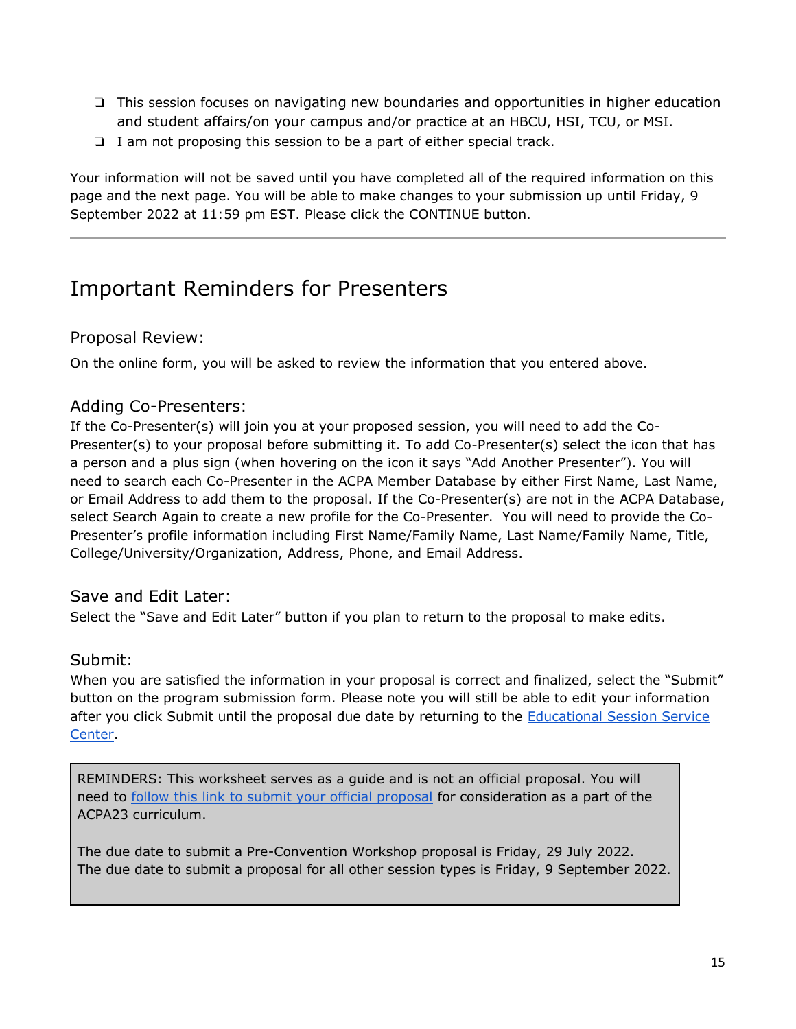- ❑ This session focuses on navigating new boundaries and opportunities in higher education and student affairs/on your campus and/or practice at an HBCU, HSI, TCU, or MSI.
- ❑ I am not proposing this session to be a part of either special track.

Your information will not be saved until you have completed all of the required information on this page and the next page. You will be able to make changes to your submission up until Friday, 9 September 2022 at 11:59 pm EST. Please click the CONTINUE button.

---

# Important Reminders for Presenters

## Proposal Review:

On the online form, you will be asked to review the information that you entered above.

## Adding Co-Presenters:

If the Co-Presenter(s) will join you at your proposed session, you will need to add the Co-Presenter(s) to your proposal before submitting it. To add Co-Presenter(s) select the icon that has a person and a plus sign (when hovering on the icon it says "Add Another Presenter"). You will need to search each Co-Presenter in the ACPA Member Database by either First Name, Last Name, or Email Address to add them to the proposal. If the Co-Presenter(s) are not in the ACPA Database, select Search Again to create a new profile for the Co-Presenter. You will need to provide the Co-Presenter's profile information including First Name/Family Name, Last Name/Family Name, Title, College/University/Organization, Address, Phone, and Email Address.

## Save and Edit Later:

Select the "Save and Edit Later" button if you plan to return to the proposal to make edits.

## Submit:

When you are satisfied the information in your proposal is correct and finalized, select the "Submit" button on the program submission form. Please note you will still be able to edit your information after you click Submit until the proposal due date by returning to the Educational Session Service Center.

REMINDERS: This worksheet serves as a guide and is not an official proposal. You will need to follow this link to submit your official proposal for consideration as a part of the ACPA23 curriculum.

The due date to submit a Pre-Convention Workshop proposal is Friday, 29 July 2022.
The due date to submit a proposal for all other session types is Friday, 9 September 2022.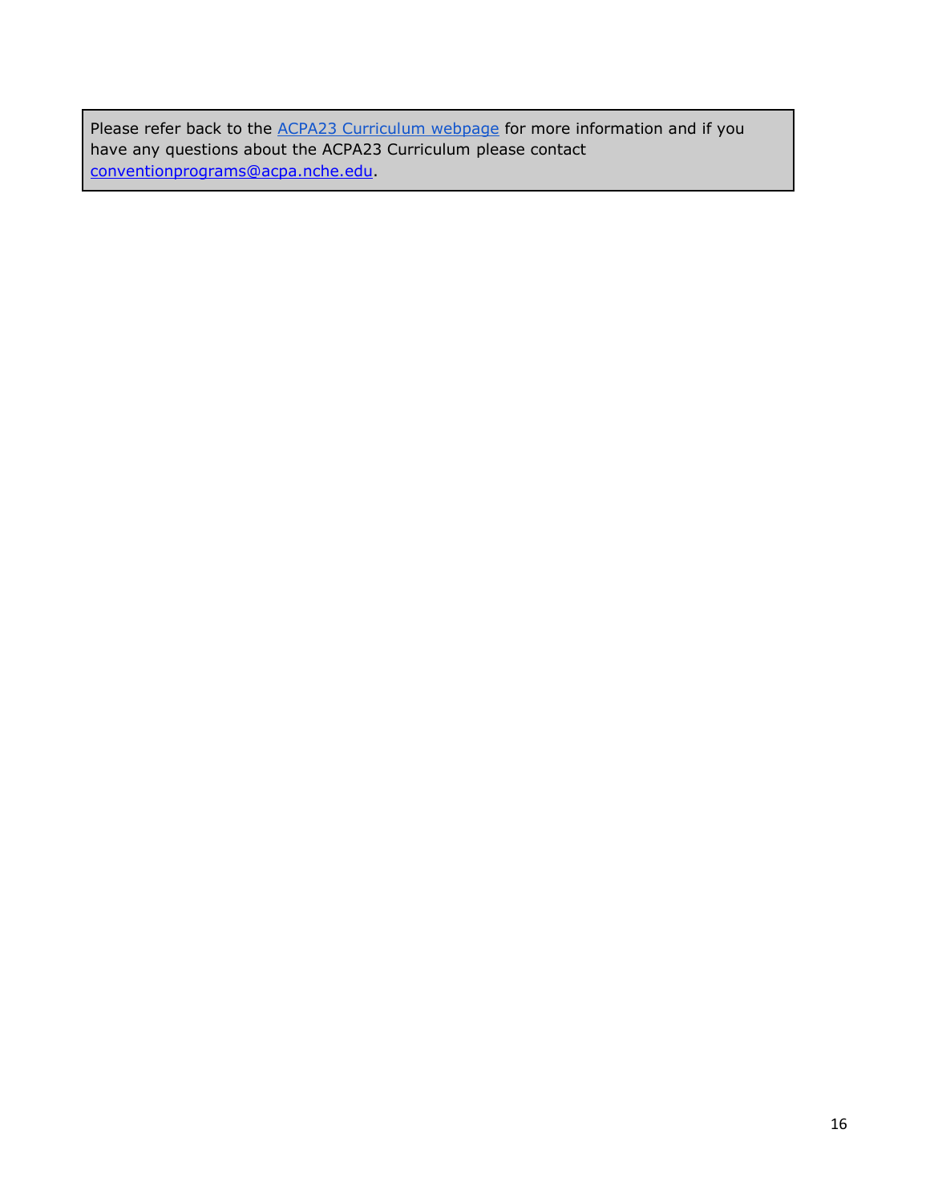Please refer back to the ACPA23 Curriculum webpage for more information and if you have any questions about the ACPA23 Curriculum please contact conventionprograms@acpa.nche.edu.